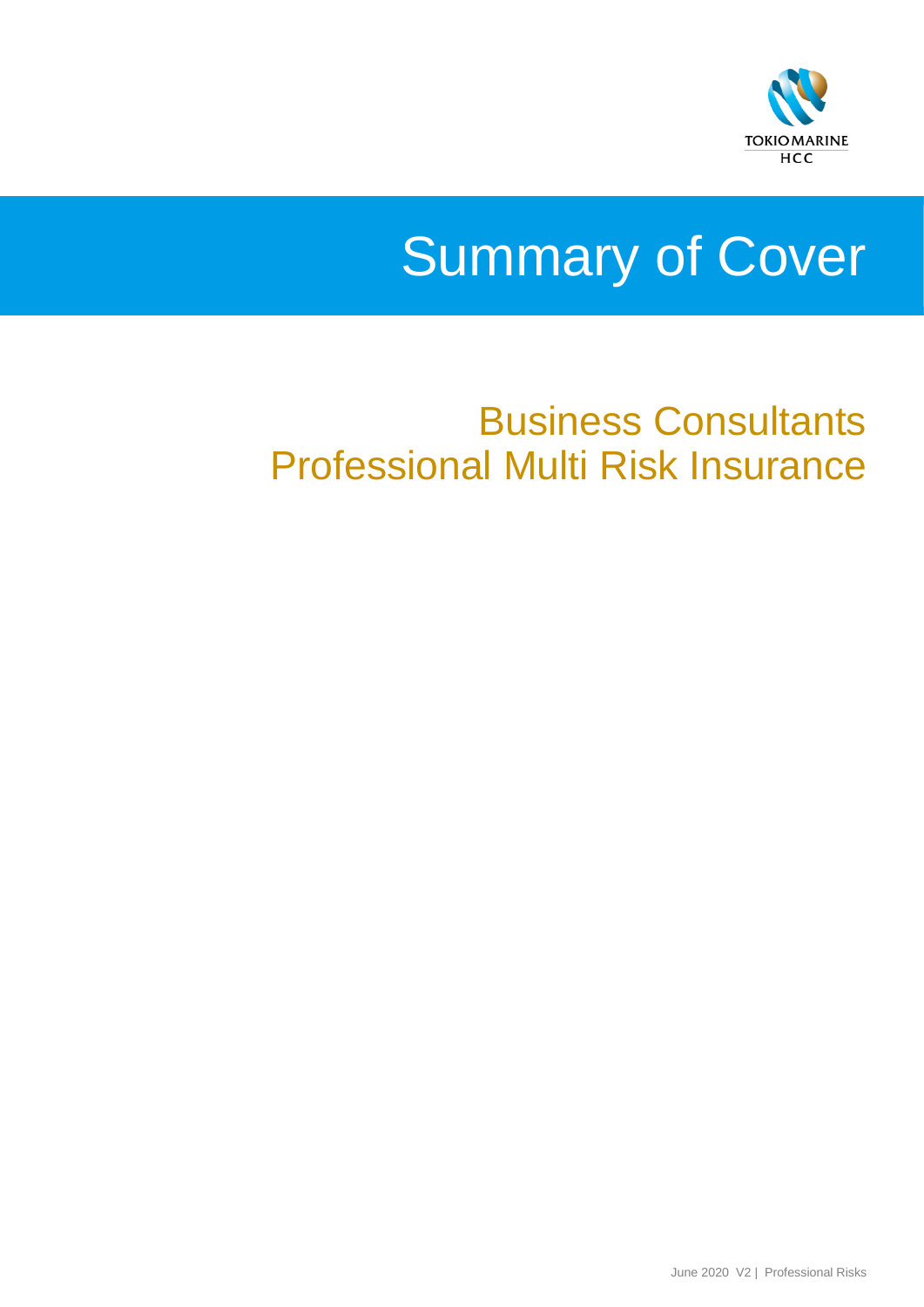TOKIO MARINE
HCC

# Summary of Cover

## Business Consultants Professional Multi Risk Insurance

June 2020 V2 | Professional Risks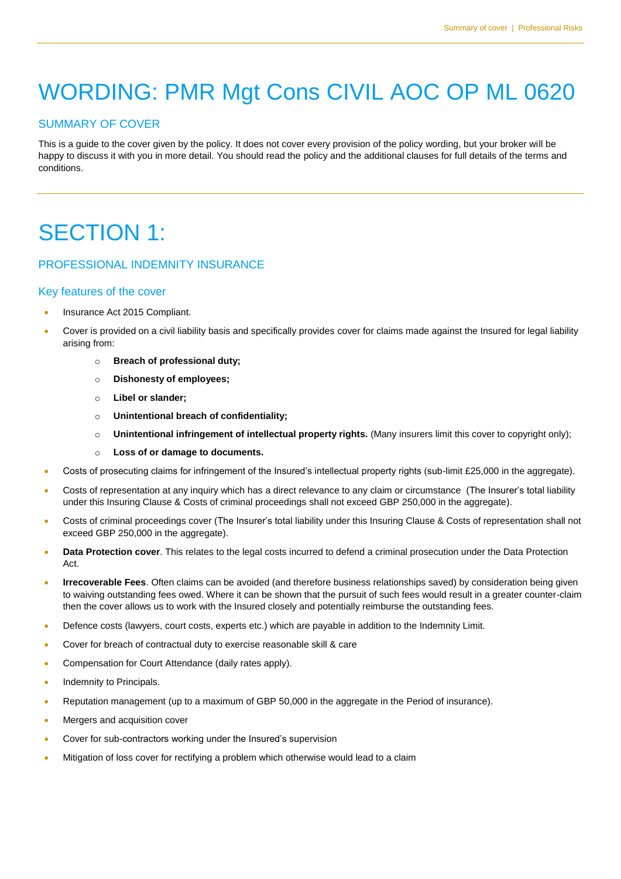# WORDING: PMR Mgt Cons CIVIL AOC OP ML 0620

## SUMMARY OF COVER

This is a guide to the cover given by the policy. It does not cover every provision of the policy wording, but your broker will be happy to discuss it with you in more detail. You should read the policy and the additional clauses for full details of the terms and conditions.

# SECTION 1:

## PROFESSIONAL INDEMNITY INSURANCE

### Key features of the cover

- Insurance Act 2015 Compliant.
- Cover is provided on a civil liability basis and specifically provides cover for claims made against the Insured for legal liability arising from:
  - **Breach of professional duty;**
  - **Dishonesty of employees;**
  - **Libel or slander;**
  - **Unintentional breach of confidentiality;**
  - **Unintentional infringement of intellectual property rights.** (Many insurers limit this cover to copyright only);
  - **Loss of or damage to documents.**
- Costs of prosecuting claims for infringement of the Insured's intellectual property rights (sub-limit £25,000 in the aggregate).
- Costs of representation at any inquiry which has a direct relevance to any claim or circumstance (The Insurer's total liability under this Insuring Clause & Costs of criminal proceedings shall not exceed GBP 250,000 in the aggregate).
- Costs of criminal proceedings cover (The Insurer's total liability under this Insuring Clause & Costs of representation shall not exceed GBP 250,000 in the aggregate).
- **Data Protection cover**. This relates to the legal costs incurred to defend a criminal prosecution under the Data Protection Act.
- **Irrecoverable Fees**. Often claims can be avoided (and therefore business relationships saved) by consideration being given to waiving outstanding fees owed. Where it can be shown that the pursuit of such fees would result in a greater counter-claim then the cover allows us to work with the Insured closely and potentially reimburse the outstanding fees.
- Defence costs (lawyers, court costs, experts etc.) which are payable in addition to the Indemnity Limit.
- Cover for breach of contractual duty to exercise reasonable skill & care
- Compensation for Court Attendance (daily rates apply).
- Indemnity to Principals.
- Reputation management (up to a maximum of GBP 50,000 in the aggregate in the Period of insurance).
- Mergers and acquisition cover
- Cover for sub-contractors working under the Insured's supervision
- Mitigation of loss cover for rectifying a problem which otherwise would lead to a claim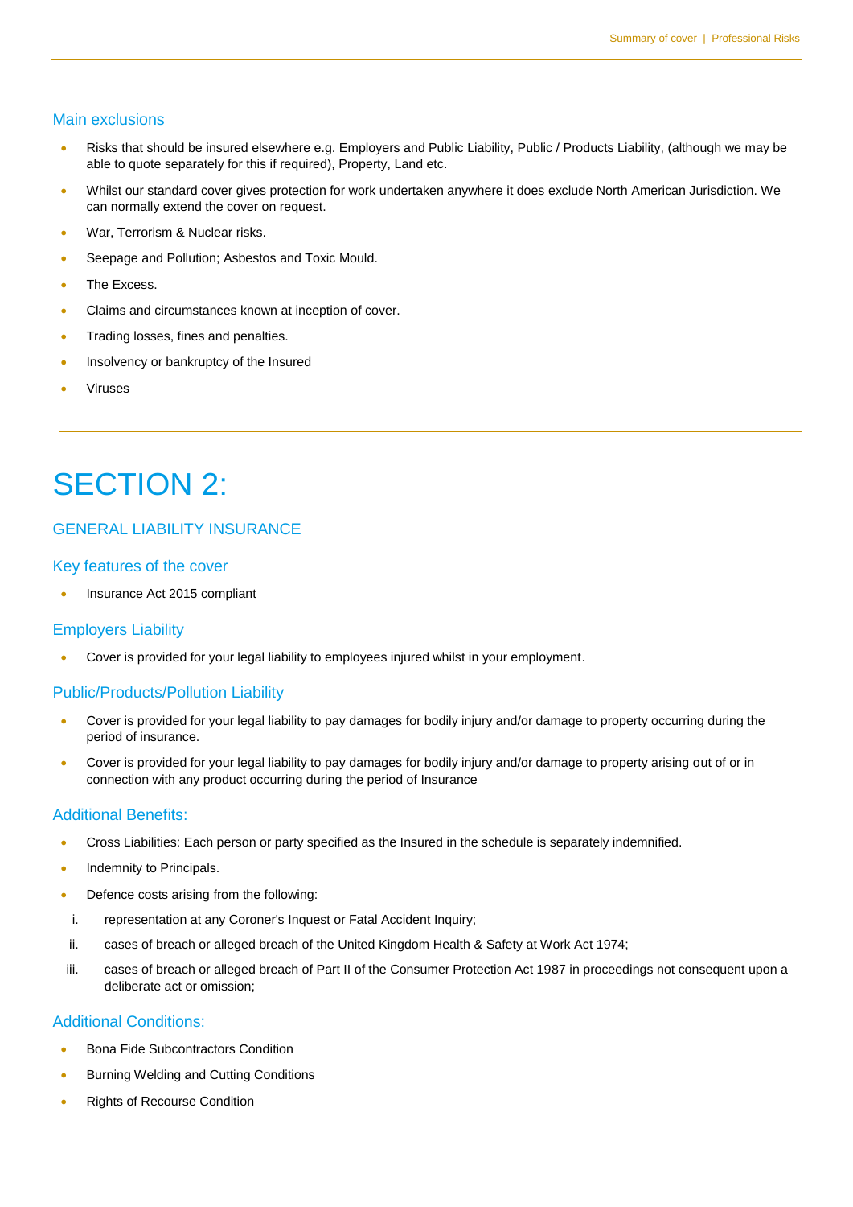### Main exclusions

- Risks that should be insured elsewhere e.g. Employers and Public Liability, Public / Products Liability, (although we may be able to quote separately for this if required), Property, Land etc.
- Whilst our standard cover gives protection for work undertaken anywhere it does exclude North American Jurisdiction. We can normally extend the cover on request.
- War, Terrorism & Nuclear risks.
- Seepage and Pollution; Asbestos and Toxic Mould.
- The Excess.
- Claims and circumstances known at inception of cover.
- Trading losses, fines and penalties.
- Insolvency or bankruptcy of the Insured
- Viruses

---

# SECTION 2:

## GENERAL LIABILITY INSURANCE

### Key features of the cover

- Insurance Act 2015 compliant

### Employers Liability

- Cover is provided for your legal liability to employees injured whilst in your employment.

### Public/Products/Pollution Liability

- Cover is provided for your legal liability to pay damages for bodily injury and/or damage to property occurring during the period of insurance.
- Cover is provided for your legal liability to pay damages for bodily injury and/or damage to property arising out of or in connection with any product occurring during the period of Insurance

### Additional Benefits:

- Cross Liabilities: Each person or party specified as the Insured in the schedule is separately indemnified.
- Indemnity to Principals.
- Defence costs arising from the following:
  1. representation at any Coroner's Inquest or Fatal Accident Inquiry;
  2. cases of breach or alleged breach of the United Kingdom Health & Safety at Work Act 1974;
  3. cases of breach or alleged breach of Part II of the Consumer Protection Act 1987 in proceedings not consequent upon a deliberate act or omission;

### Additional Conditions:

- Bona Fide Subcontractors Condition
- Burning Welding and Cutting Conditions
- Rights of Recourse Condition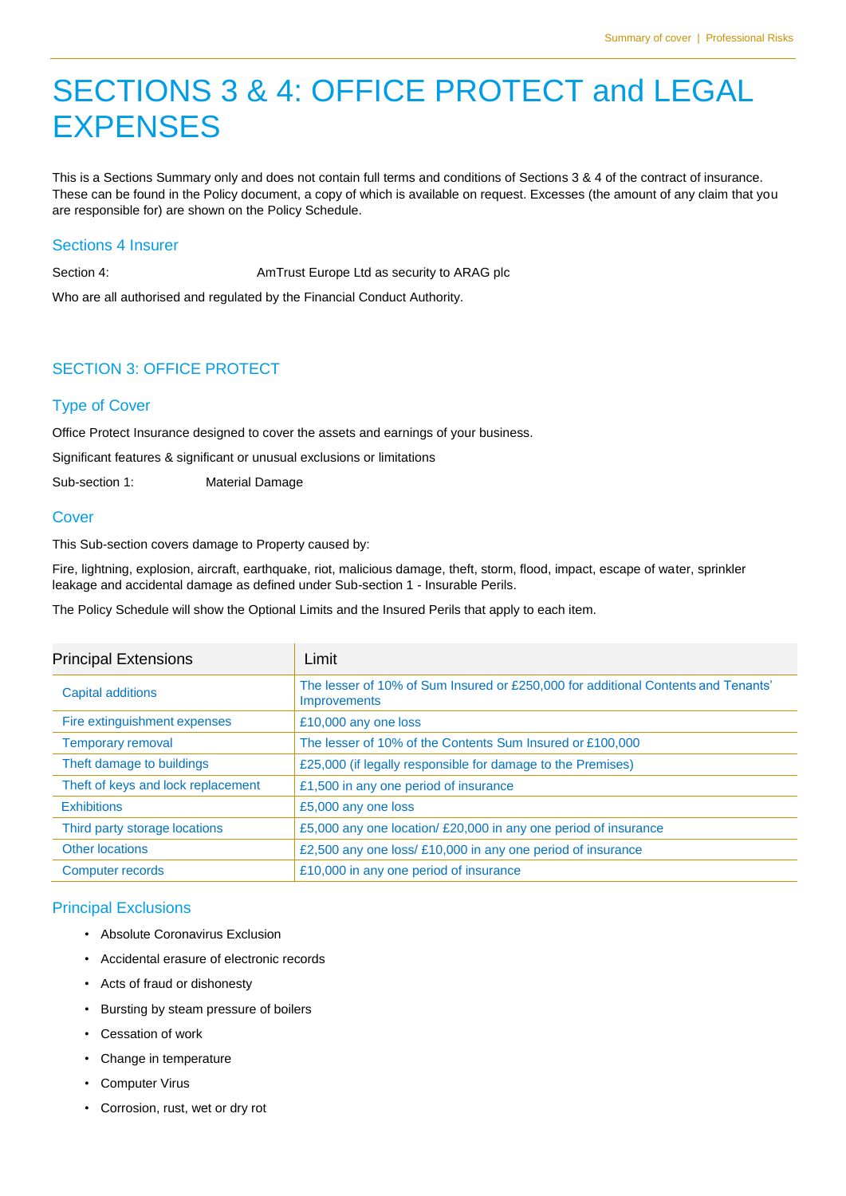# SECTIONS 3 & 4: OFFICE PROTECT and LEGAL EXPENSES

This is a Sections Summary only and does not contain full terms and conditions of Sections 3 & 4 of the contract of insurance. These can be found in the Policy document, a copy of which is available on request. Excesses (the amount of any claim that you are responsible for) are shown on the Policy Schedule.

## Sections 4 Insurer

Section 4: AmTrust Europe Ltd as security to ARAG plc

Who are all authorised and regulated by the Financial Conduct Authority.

## SECTION 3: OFFICE PROTECT

### Type of Cover

Office Protect Insurance designed to cover the assets and earnings of your business.

Significant features & significant or unusual exclusions or limitations

Sub-section 1: Material Damage

### Cover

This Sub-section covers damage to Property caused by:

Fire, lightning, explosion, aircraft, earthquake, riot, malicious damage, theft, storm, flood, impact, escape of water, sprinkler leakage and accidental damage as defined under Sub-section 1 - Insurable Perils.

The Policy Schedule will show the Optional Limits and the Insured Perils that apply to each item.

| Principal Extensions | Limit |
|---|---|
| Capital additions | The lesser of 10% of Sum Insured or £250,000 for additional Contents and Tenants' Improvements |
| Fire extinguishment expenses | £10,000 any one loss |
| Temporary removal | The lesser of 10% of the Contents Sum Insured or £100,000 |
| Theft damage to buildings | £25,000 (if legally responsible for damage to the Premises) |
| Theft of keys and lock replacement | £1,500 in any one period of insurance |
| Exhibitions | £5,000 any one loss |
| Third party storage locations | £5,000 any one location/ £20,000 in any one period of insurance |
| Other locations | £2,500 any one loss/ £10,000 in any one period of insurance |
| Computer records | £10,000 in any one period of insurance |

### Principal Exclusions

- Absolute Coronavirus Exclusion
- Accidental erasure of electronic records
- Acts of fraud or dishonesty
- Bursting by steam pressure of boilers
- Cessation of work
- Change in temperature
- Computer Virus
- Corrosion, rust, wet or dry rot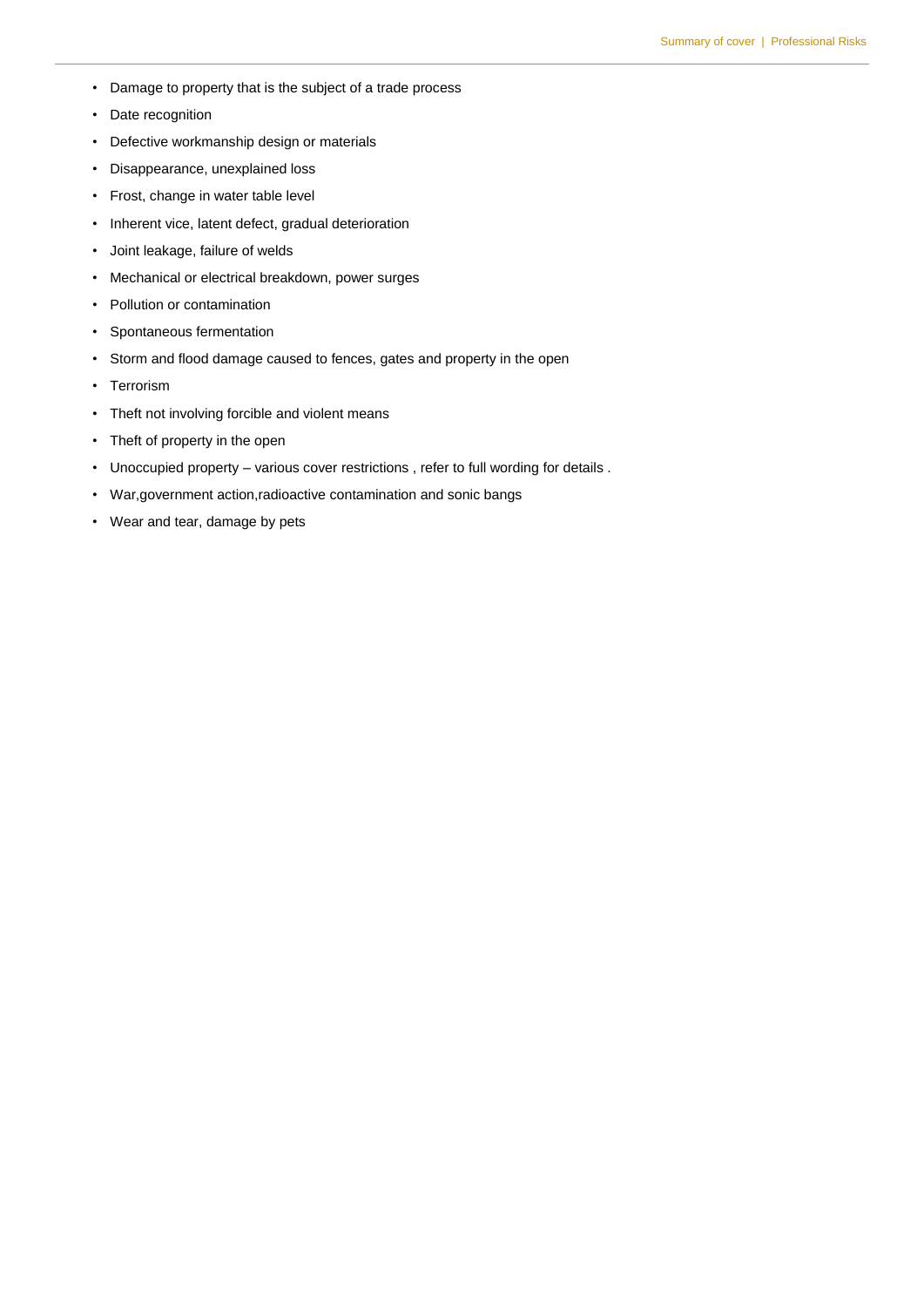- Damage to property that is the subject of a trade process
- Date recognition
- Defective workmanship design or materials
- Disappearance, unexplained loss
- Frost, change in water table level
- Inherent vice, latent defect, gradual deterioration
- Joint leakage, failure of welds
- Mechanical or electrical breakdown, power surges
- Pollution or contamination
- Spontaneous fermentation
- Storm and flood damage caused to fences, gates and property in the open
- Terrorism
- Theft not involving forcible and violent means
- Theft of property in the open
- Unoccupied property – various cover restrictions , refer to full wording for details .
- War,government action,radioactive contamination and sonic bangs
- Wear and tear, damage by pets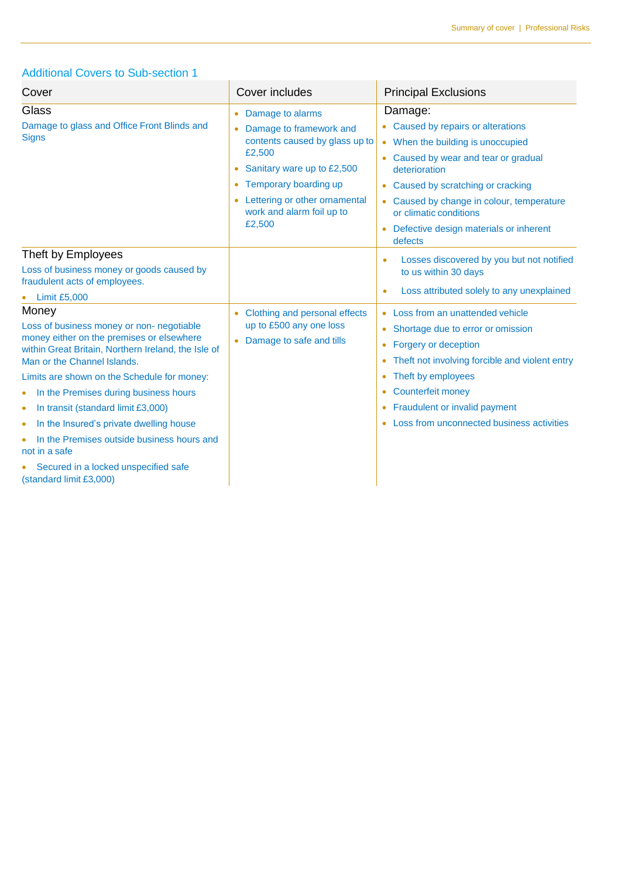## Additional Covers to Sub-section 1

| Cover | Cover includes | Principal Exclusions |
|---|---|---|
| **Glass**<br>Damage to glass and Office Front Blinds and Signs | • Damage to alarms<br>• Damage to framework and contents caused by glass up to £2,500<br>• Sanitary ware up to £2,500<br>• Temporary boarding up<br>• Lettering or other ornamental work and alarm foil up to £2,500 | Damage:<br>• Caused by repairs or alterations<br>• When the building is unoccupied<br>• Caused by wear and tear or gradual deterioration<br>• Caused by scratching or cracking<br>• Caused by change in colour, temperature or climatic conditions<br>• Defective design materials or inherent defects |
| **Theft by Employees**<br>Loss of business money or goods caused by fraudulent acts of employees.<br>• Limit £5,000 | | • Losses discovered by you but not notified to us within 30 days<br>• Loss attributed solely to any unexplained |
| **Money**<br>Loss of business money or non- negotiable money either on the premises or elsewhere within Great Britain, Northern Ireland, the Isle of Man or the Channel Islands.<br>Limits are shown on the Schedule for money:<br>• In the Premises during business hours<br>• In transit (standard limit £3,000)<br>• In the Insured's private dwelling house<br>• In the Premises outside business hours and not in a safe<br>• Secured in a locked unspecified safe (standard limit £3,000) | • Clothing and personal effects up to £500 any one loss<br>• Damage to safe and tills | • Loss from an unattended vehicle<br>• Shortage due to error or omission<br>• Forgery or deception<br>• Theft not involving forcible and violent entry<br>• Theft by employees<br>• Counterfeit money<br>• Fraudulent or invalid payment<br>• Loss from unconnected business activities |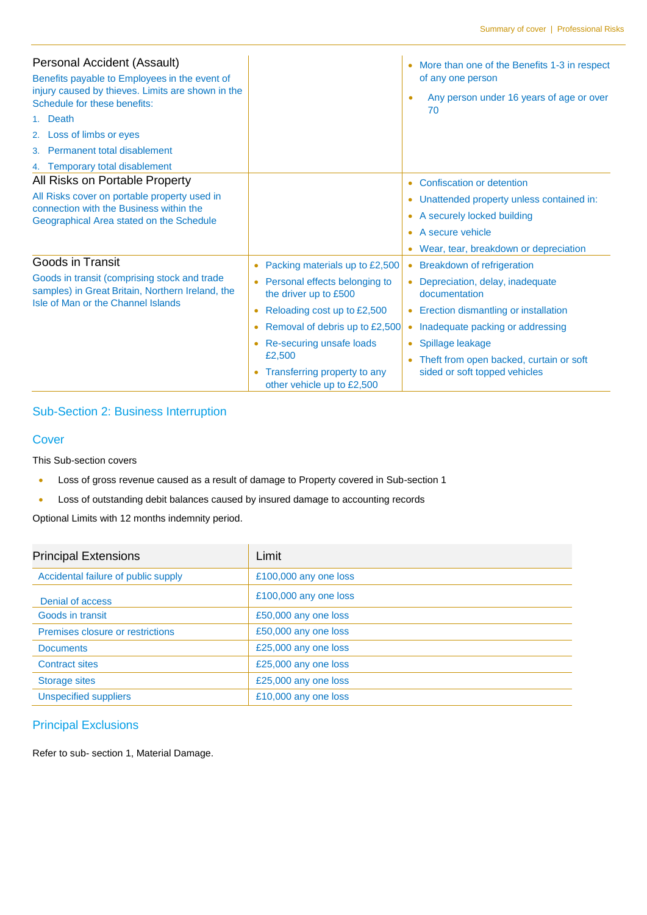| Personal Accident (Assault) Benefits payable to Employees in the event of injury caused by thieves. Limits are shown in the Schedule for these benefits: 1. Death 2. Loss of limbs or eyes 3. Permanent total disablement 4. Temporary total disablement | | • More than one of the Benefits 1-3 in respect of any one person • Any person under 16 years of age or over 70 |
|---|---|---|
| All Risks on Portable Property All Risks cover on portable property used in connection with the Business within the Geographical Area stated on the Schedule | | • Confiscation or detention • Unattended property unless contained in: • A securely locked building • A secure vehicle • Wear, tear, breakdown or depreciation |
| Goods in Transit Goods in transit (comprising stock and trade samples) in Great Britain, Northern Ireland, the Isle of Man or the Channel Islands | • Packing materials up to £2,500 • Personal effects belonging to the driver up to £500 • Reloading cost up to £2,500 • Removal of debris up to £2,500 • Re-securing unsafe loads £2,500 • Transferring property to any other vehicle up to £2,500 | • Breakdown of refrigeration • Depreciation, delay, inadequate documentation • Erection dismantling or installation • Inadequate packing or addressing • Spillage leakage • Theft from open backed, curtain or soft sided or soft topped vehicles |

## Sub-Section 2: Business Interruption

### Cover

This Sub-section covers

- Loss of gross revenue caused as a result of damage to Property covered in Sub-section 1
- Loss of outstanding debit balances caused by insured damage to accounting records

Optional Limits with 12 months indemnity period.

| Principal Extensions | Limit |
|---|---|
| Accidental failure of public supply | £100,000 any one loss |
| Denial of access | £100,000 any one loss |
| Goods in transit | £50,000 any one loss |
| Premises closure or restrictions | £50,000 any one loss |
| Documents | £25,000 any one loss |
| Contract sites | £25,000 any one loss |
| Storage sites | £25,000 any one loss |
| Unspecified suppliers | £10,000 any one loss |

### Principal Exclusions

Refer to sub- section 1, Material Damage.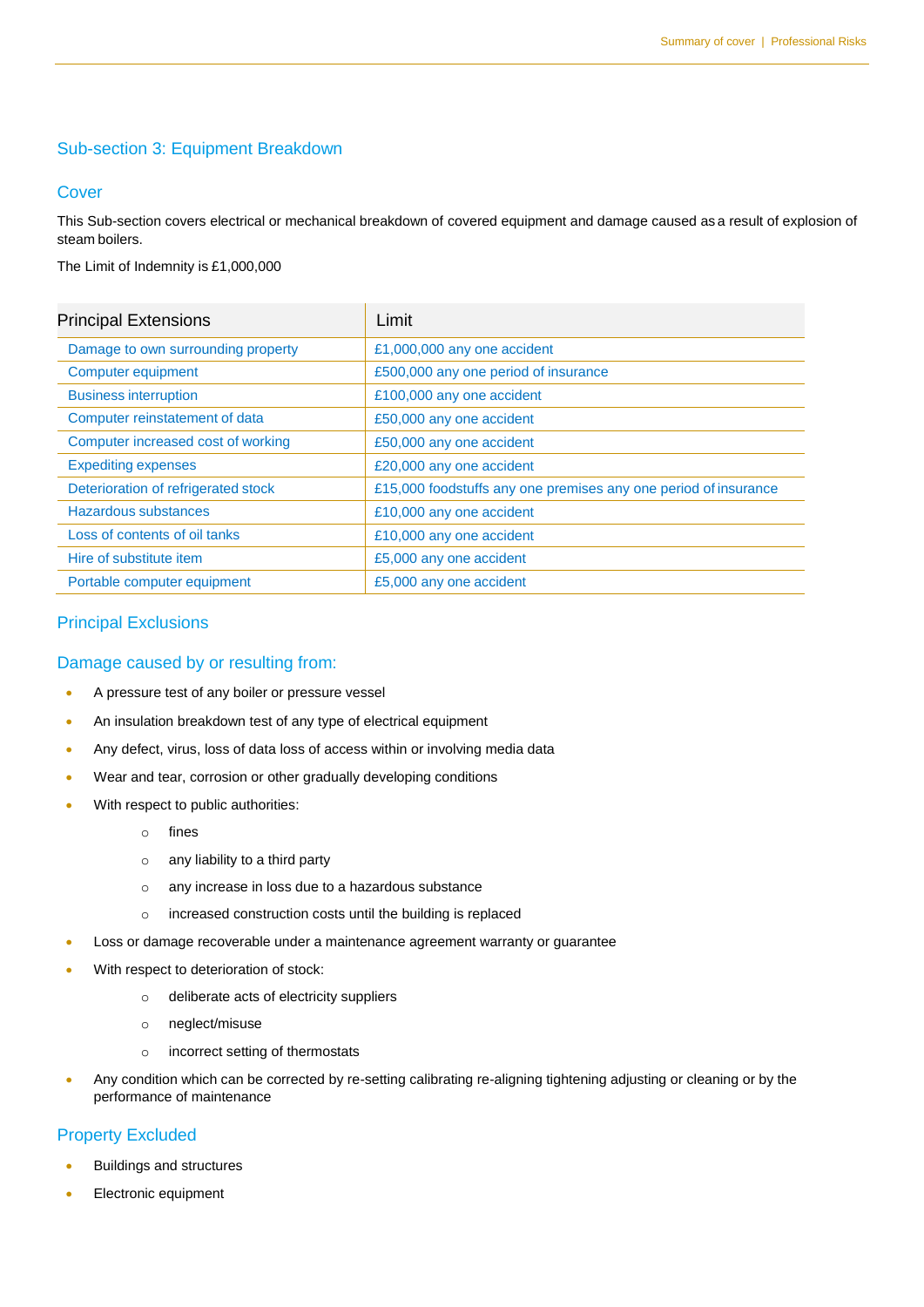## Sub-section 3: Equipment Breakdown

### Cover

This Sub-section covers electrical or mechanical breakdown of covered equipment and damage caused as a result of explosion of steam boilers.

The Limit of Indemnity is £1,000,000

| Principal Extensions | Limit |
|---|---|
| Damage to own surrounding property | £1,000,000 any one accident |
| Computer equipment | £500,000 any one period of insurance |
| Business interruption | £100,000 any one accident |
| Computer reinstatement of data | £50,000 any one accident |
| Computer increased cost of working | £50,000 any one accident |
| Expediting expenses | £20,000 any one accident |
| Deterioration of refrigerated stock | £15,000 foodstuffs any one premises any one period of insurance |
| Hazardous substances | £10,000 any one accident |
| Loss of contents of oil tanks | £10,000 any one accident |
| Hire of substitute item | £5,000 any one accident |
| Portable computer equipment | £5,000 any one accident |

### Principal Exclusions

### Damage caused by or resulting from:

- A pressure test of any boiler or pressure vessel
- An insulation breakdown test of any type of electrical equipment
- Any defect, virus, loss of data loss of access within or involving media data
- Wear and tear, corrosion or other gradually developing conditions
- With respect to public authorities:
    - fines
    - any liability to a third party
    - any increase in loss due to a hazardous substance
    - increased construction costs until the building is replaced
- Loss or damage recoverable under a maintenance agreement warranty or guarantee
- With respect to deterioration of stock:
    - deliberate acts of electricity suppliers
    - neglect/misuse
    - incorrect setting of thermostats
- Any condition which can be corrected by re-setting calibrating re-aligning tightening adjusting or cleaning or by the performance of maintenance

### Property Excluded

- Buildings and structures
- Electronic equipment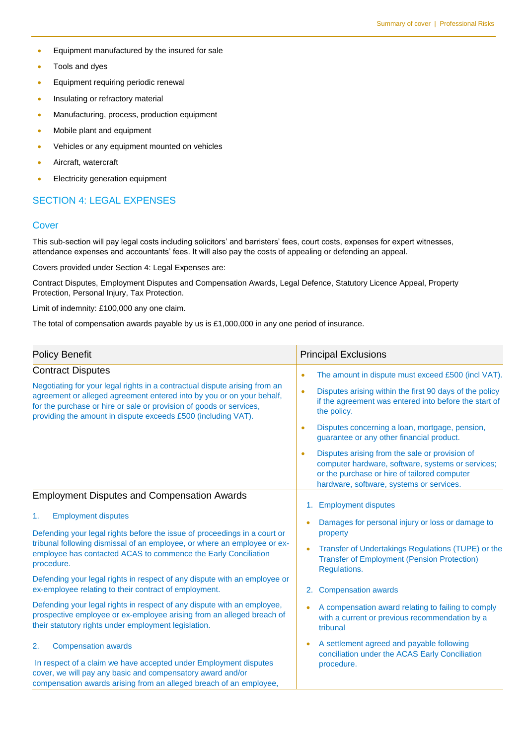- Equipment manufactured by the insured for sale
- Tools and dyes
- Equipment requiring periodic renewal
- Insulating or refractory material
- Manufacturing, process, production equipment
- Mobile plant and equipment
- Vehicles or any equipment mounted on vehicles
- Aircraft, watercraft
- Electricity generation equipment

## SECTION 4: LEGAL EXPENSES

### Cover

This sub-section will pay legal costs including solicitors' and barristers' fees, court costs, expenses for expert witnesses, attendance expenses and accountants' fees. It will also pay the costs of appealing or defending an appeal.

Covers provided under Section 4: Legal Expenses are:

Contract Disputes, Employment Disputes and Compensation Awards, Legal Defence, Statutory Licence Appeal, Property Protection, Personal Injury, Tax Protection.

Limit of indemnity: £100,000 any one claim.

The total of compensation awards payable by us is £1,000,000 in any one period of insurance.

| Policy Benefit | Principal Exclusions |
|---|---|
| **Contract Disputes**<br><br>Negotiating for your legal rights in a contractual dispute arising from an agreement or alleged agreement entered into by you or on your behalf, for the purchase or hire or sale or provision of goods or services, providing the amount in dispute exceeds £500 (including VAT). | • The amount in dispute must exceed £500 (incl VAT).<br>• Disputes arising within the first 90 days of the policy if the agreement was entered into before the start of the policy.<br>• Disputes concerning a loan, mortgage, pension, guarantee or any other financial product.<br>• Disputes arising from the sale or provision of computer hardware, software, systems or services; or the purchase or hire of tailored computer hardware, software, systems or services. |
| **Employment Disputes and Compensation Awards**<br><br>1. Employment disputes<br><br>Defending your legal rights before the issue of proceedings in a court or tribunal following dismissal of an employee, or where an employee or ex-employee has contacted ACAS to commence the Early Conciliation procedure.<br><br>Defending your legal rights in respect of any dispute with an employee or ex-employee relating to their contract of employment.<br><br>Defending your legal rights in respect of any dispute with an employee, prospective employee or ex-employee arising from an alleged breach of their statutory rights under employment legislation.<br><br>2. Compensation awards<br><br>In respect of a claim we have accepted under Employment disputes cover, we will pay any basic and compensatory award and/or compensation awards arising from an alleged breach of an employee, | 1. Employment disputes<br>• Damages for personal injury or loss or damage to property<br>• Transfer of Undertakings Regulations (TUPE) or the Transfer of Employment (Pension Protection) Regulations.<br><br>2. Compensation awards<br>• A compensation award relating to failing to comply with a current or previous recommendation by a tribunal<br>• A settlement agreed and payable following conciliation under the ACAS Early Conciliation procedure. |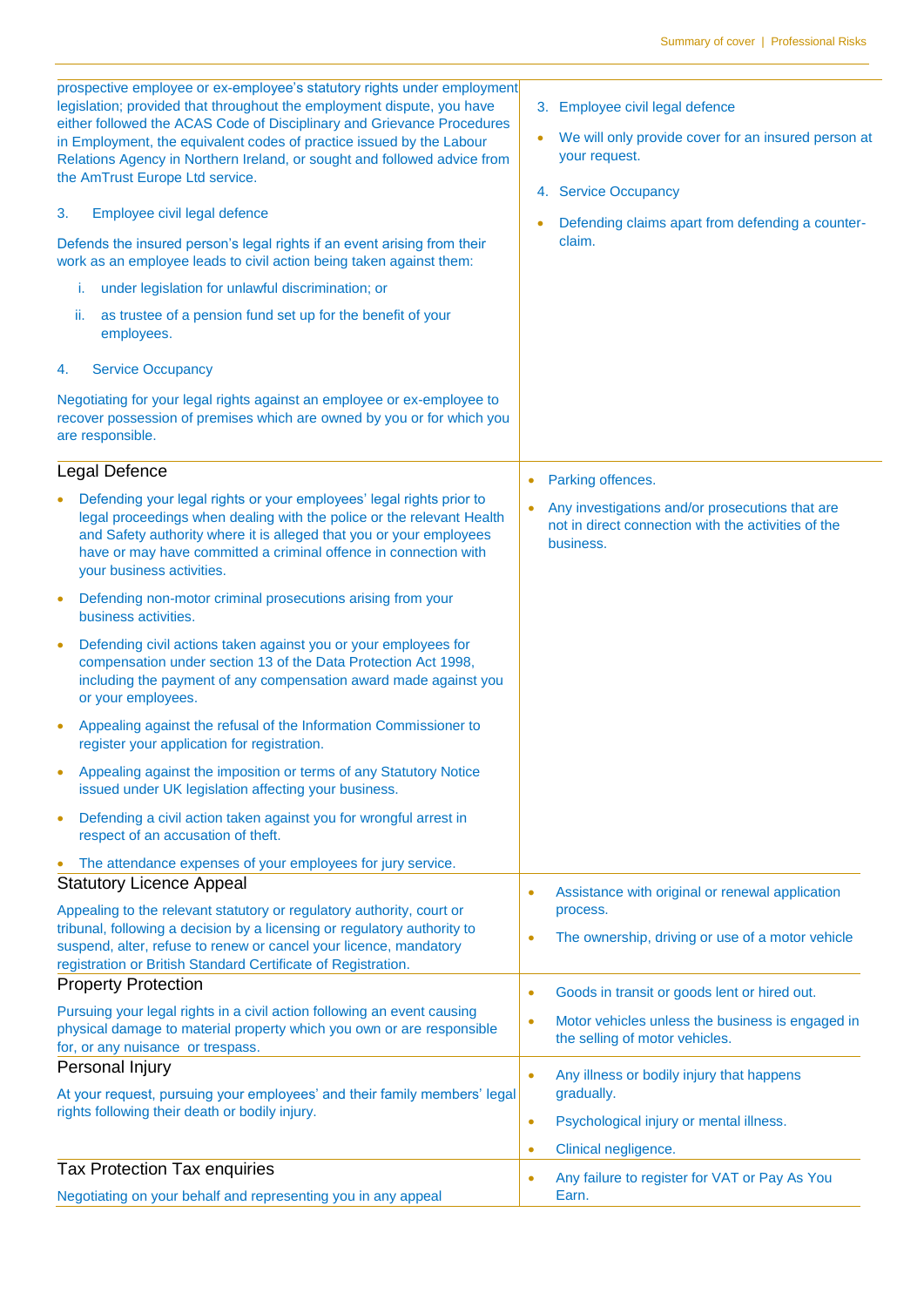| What is covered | What is not covered |
|---|---|
| prospective employee or ex-employee's statutory rights under employment legislation; provided that throughout the employment dispute, you have either followed the ACAS Code of Disciplinary and Grievance Procedures in Employment, the equivalent codes of practice issued by the Labour Relations Agency in Northern Ireland, or sought and followed advice from the AmTrust Europe Ltd service.<br><br>3. Employee civil legal defence<br><br>Defends the insured person's legal rights if an event arising from their work as an employee leads to civil action being taken against them:<br><br>i. under legislation for unlawful discrimination; or<br><br>ii. as trustee of a pension fund set up for the benefit of your employees.<br><br>4. Service Occupancy<br><br>Negotiating for your legal rights against an employee or ex-employee to recover possession of premises which are owned by you or for which you are responsible. | 3. Employee civil legal defence<br><br>• We will only provide cover for an insured person at your request.<br><br>4. Service Occupancy<br><br>• Defending claims apart from defending a counter-claim. |
| **Legal Defence**<br><br>• Defending your legal rights or your employees' legal rights prior to legal proceedings when dealing with the police or the relevant Health and Safety authority where it is alleged that you or your employees have or may have committed a criminal offence in connection with your business activities.<br><br>• Defending non-motor criminal prosecutions arising from your business activities.<br><br>• Defending civil actions taken against you or your employees for compensation under section 13 of the Data Protection Act 1998, including the payment of any compensation award made against you or your employees.<br><br>• Appealing against the refusal of the Information Commissioner to register your application for registration.<br><br>• Appealing against the imposition or terms of any Statutory Notice issued under UK legislation affecting your business.<br><br>• Defending a civil action taken against you for wrongful arrest in respect of an accusation of theft.<br><br>• The attendance expenses of your employees for jury service. | • Parking offences.<br><br>• Any investigations and/or prosecutions that are not in direct connection with the activities of the business. |
| **Statutory Licence Appeal**<br><br>Appealing to the relevant statutory or regulatory authority, court or tribunal, following a decision by a licensing or regulatory authority to suspend, alter, refuse to renew or cancel your licence, mandatory registration or British Standard Certificate of Registration. | • Assistance with original or renewal application process.<br><br>• The ownership, driving or use of a motor vehicle |
| **Property Protection**<br><br>Pursuing your legal rights in a civil action following an event causing physical damage to material property which you own or are responsible for, or any nuisance or trespass. | • Goods in transit or goods lent or hired out.<br><br>• Motor vehicles unless the business is engaged in the selling of motor vehicles. |
| **Personal Injury**<br><br>At your request, pursuing your employees' and their family members' legal rights following their death or bodily injury. | • Any illness or bodily injury that happens gradually.<br><br>• Psychological injury or mental illness.<br><br>• Clinical negligence. |
| **Tax Protection Tax enquiries**<br><br>Negotiating on your behalf and representing you in any appeal | • Any failure to register for VAT or Pay As You Earn. |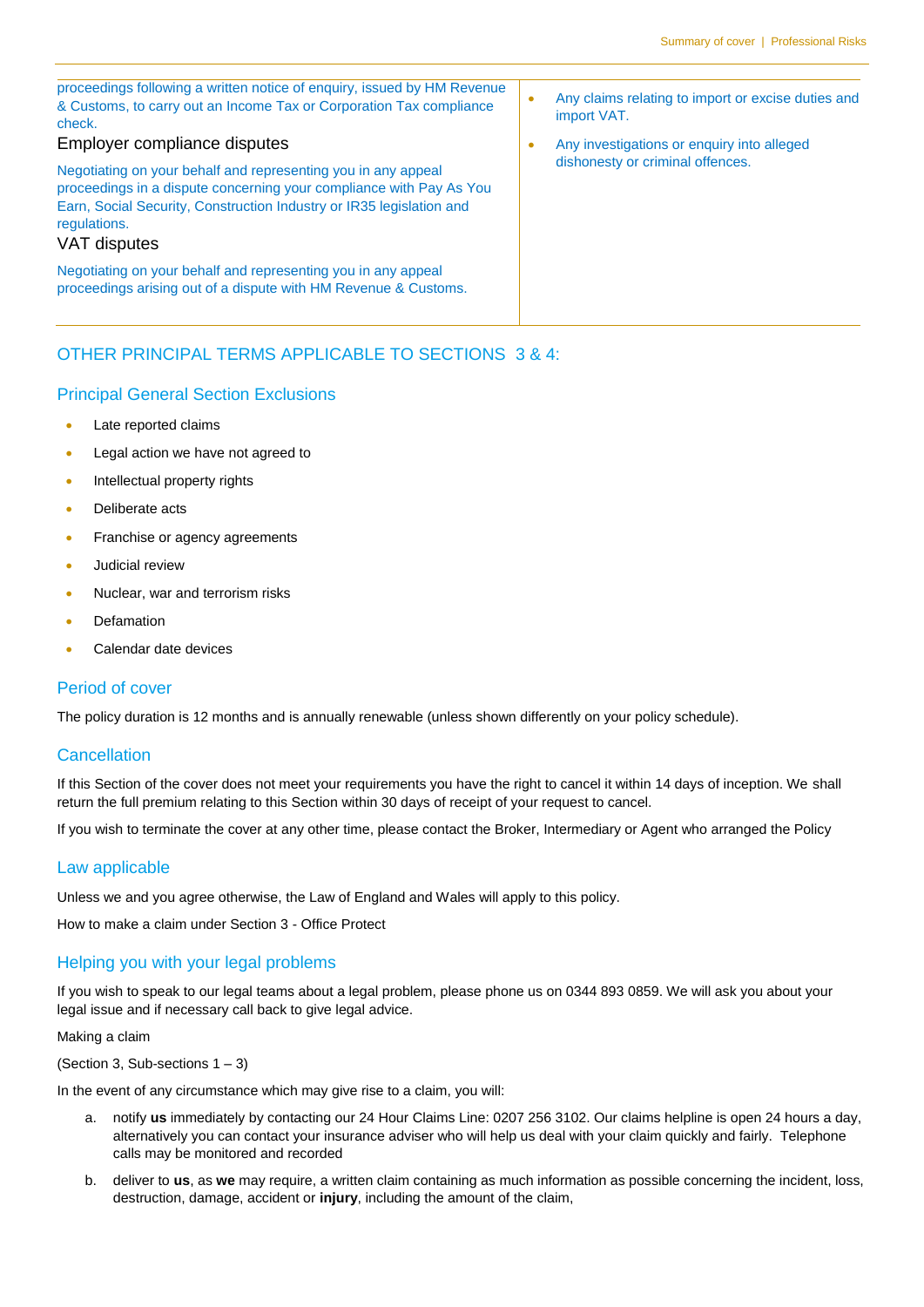proceedings following a written notice of enquiry, issued by HM Revenue & Customs, to carry out an Income Tax or Corporation Tax compliance check.

### Employer compliance disputes

Negotiating on your behalf and representing you in any appeal proceedings in a dispute concerning your compliance with Pay As You Earn, Social Security, Construction Industry or IR35 legislation and regulations.

### VAT disputes

Negotiating on your behalf and representing you in any appeal proceedings arising out of a dispute with HM Revenue & Customs.

- Any claims relating to import or excise duties and import VAT.
- Any investigations or enquiry into alleged dishonesty or criminal offences.

## OTHER PRINCIPAL TERMS APPLICABLE TO SECTIONS 3 & 4:

### Principal General Section Exclusions

- Late reported claims
- Legal action we have not agreed to
- Intellectual property rights
- Deliberate acts
- Franchise or agency agreements
- Judicial review
- Nuclear, war and terrorism risks
- Defamation
- Calendar date devices

### Period of cover

The policy duration is 12 months and is annually renewable (unless shown differently on your policy schedule).

### Cancellation

If this Section of the cover does not meet your requirements you have the right to cancel it within 14 days of inception. We shall return the full premium relating to this Section within 30 days of receipt of your request to cancel.

If you wish to terminate the cover at any other time, please contact the Broker, Intermediary or Agent who arranged the Policy

### Law applicable

Unless we and you agree otherwise, the Law of England and Wales will apply to this policy.

How to make a claim under Section 3 - Office Protect

### Helping you with your legal problems

If you wish to speak to our legal teams about a legal problem, please phone us on 0344 893 0859. We will ask you about your legal issue and if necessary call back to give legal advice.

Making a claim

(Section 3, Sub-sections 1 – 3)

In the event of any circumstance which may give rise to a claim, you will:

a. notify **us** immediately by contacting our 24 Hour Claims Line: 0207 256 3102. Our claims helpline is open 24 hours a day, alternatively you can contact your insurance adviser who will help us deal with your claim quickly and fairly. Telephone calls may be monitored and recorded

b. deliver to **us**, as **we** may require, a written claim containing as much information as possible concerning the incident, loss, destruction, damage, accident or **injury**, including the amount of the claim,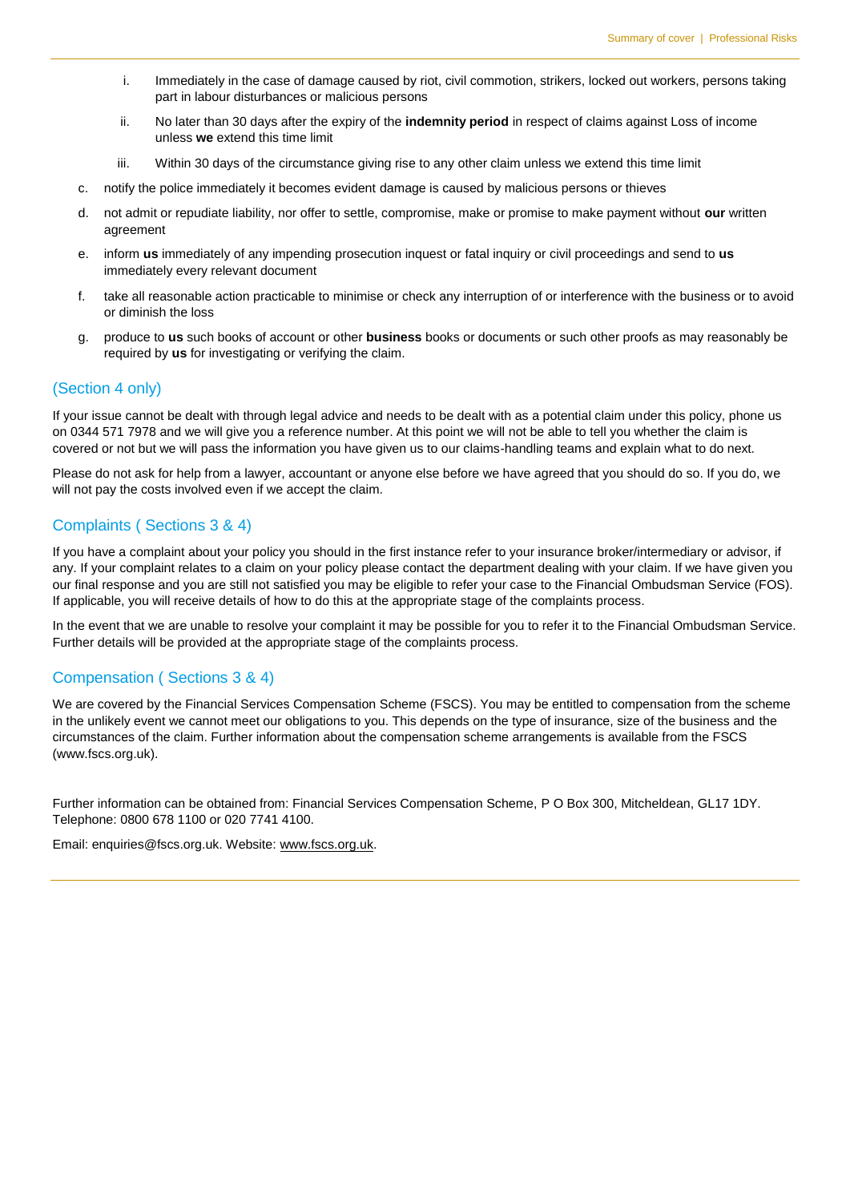i. Immediately in the case of damage caused by riot, civil commotion, strikers, locked out workers, persons taking part in labour disturbances or malicious persons

   ii. No later than 30 days after the expiry of the **indemnity period** in respect of claims against Loss of income unless **we** extend this time limit

   iii. Within 30 days of the circumstance giving rise to any other claim unless we extend this time limit

c. notify the police immediately it becomes evident damage is caused by malicious persons or thieves

d. not admit or repudiate liability, nor offer to settle, compromise, make or promise to make payment without **our** written agreement

e. inform **us** immediately of any impending prosecution inquest or fatal inquiry or civil proceedings and send to **us** immediately every relevant document

f. take all reasonable action practicable to minimise or check any interruption of or interference with the business or to avoid or diminish the loss

g. produce to **us** such books of account or other **business** books or documents or such other proofs as may reasonably be required by **us** for investigating or verifying the claim.

## (Section 4 only)

If your issue cannot be dealt with through legal advice and needs to be dealt with as a potential claim under this policy, phone us on 0344 571 7978 and we will give you a reference number. At this point we will not be able to tell you whether the claim is covered or not but we will pass the information you have given us to our claims-handling teams and explain what to do next.

Please do not ask for help from a lawyer, accountant or anyone else before we have agreed that you should do so. If you do, we will not pay the costs involved even if we accept the claim.

## Complaints ( Sections 3 & 4)

If you have a complaint about your policy you should in the first instance refer to your insurance broker/intermediary or advisor, if any. If your complaint relates to a claim on your policy please contact the department dealing with your claim. If we have given you our final response and you are still not satisfied you may be eligible to refer your case to the Financial Ombudsman Service (FOS). If applicable, you will receive details of how to do this at the appropriate stage of the complaints process.

In the event that we are unable to resolve your complaint it may be possible for you to refer it to the Financial Ombudsman Service. Further details will be provided at the appropriate stage of the complaints process.

## Compensation ( Sections 3 & 4)

We are covered by the Financial Services Compensation Scheme (FSCS). You may be entitled to compensation from the scheme in the unlikely event we cannot meet our obligations to you. This depends on the type of insurance, size of the business and the circumstances of the claim. Further information about the compensation scheme arrangements is available from the FSCS (www.fscs.org.uk).

Further information can be obtained from: Financial Services Compensation Scheme, P O Box 300, Mitcheldean, GL17 1DY. Telephone: 0800 678 1100 or 020 7741 4100.

Email: enquiries@fscs.org.uk. Website: www.fscs.org.uk.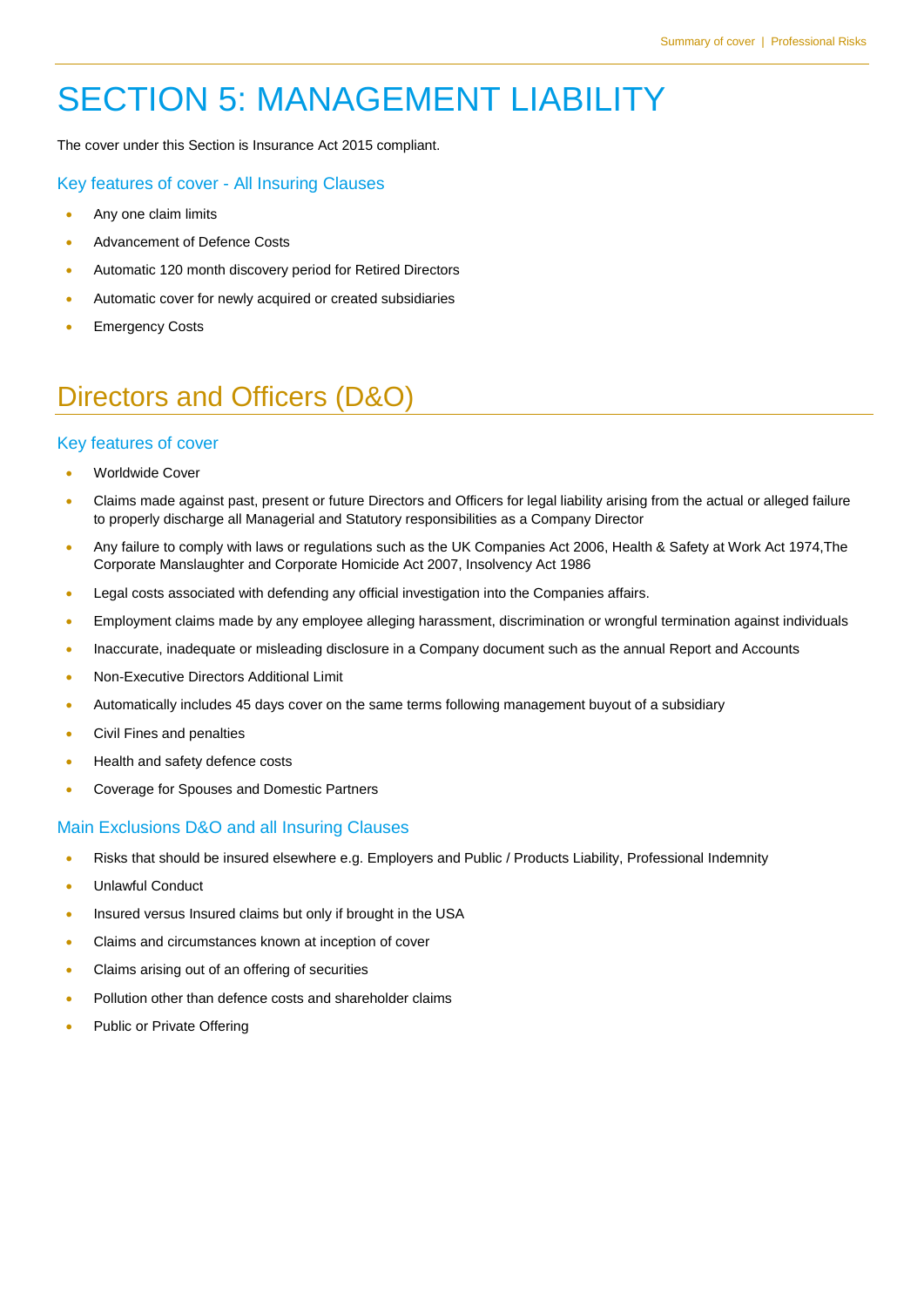# SECTION 5: MANAGEMENT LIABILITY

The cover under this Section is Insurance Act 2015 compliant.

### Key features of cover - All Insuring Clauses

- Any one claim limits
- Advancement of Defence Costs
- Automatic 120 month discovery period for Retired Directors
- Automatic cover for newly acquired or created subsidiaries
- Emergency Costs

## Directors and Officers (D&O)

### Key features of cover

- Worldwide Cover
- Claims made against past, present or future Directors and Officers for legal liability arising from the actual or alleged failure to properly discharge all Managerial and Statutory responsibilities as a Company Director
- Any failure to comply with laws or regulations such as the UK Companies Act 2006, Health & Safety at Work Act 1974,The Corporate Manslaughter and Corporate Homicide Act 2007, Insolvency Act 1986
- Legal costs associated with defending any official investigation into the Companies affairs.
- Employment claims made by any employee alleging harassment, discrimination or wrongful termination against individuals
- Inaccurate, inadequate or misleading disclosure in a Company document such as the annual Report and Accounts
- Non-Executive Directors Additional Limit
- Automatically includes 45 days cover on the same terms following management buyout of a subsidiary
- Civil Fines and penalties
- Health and safety defence costs
- Coverage for Spouses and Domestic Partners

### Main Exclusions D&O and all Insuring Clauses

- Risks that should be insured elsewhere e.g. Employers and Public / Products Liability, Professional Indemnity
- Unlawful Conduct
- Insured versus Insured claims but only if brought in the USA
- Claims and circumstances known at inception of cover
- Claims arising out of an offering of securities
- Pollution other than defence costs and shareholder claims
- Public or Private Offering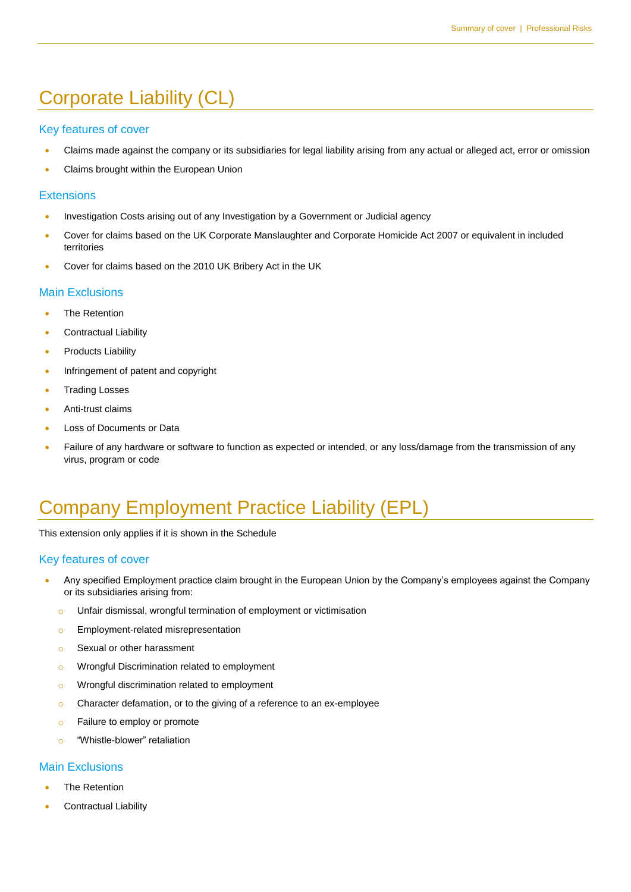# Corporate Liability (CL)

## Key features of cover

- Claims made against the company or its subsidiaries for legal liability arising from any actual or alleged act, error or omission
- Claims brought within the European Union

## Extensions

- Investigation Costs arising out of any Investigation by a Government or Judicial agency
- Cover for claims based on the UK Corporate Manslaughter and Corporate Homicide Act 2007 or equivalent in included territories
- Cover for claims based on the 2010 UK Bribery Act in the UK

## Main Exclusions

- The Retention
- Contractual Liability
- Products Liability
- Infringement of patent and copyright
- Trading Losses
- Anti-trust claims
- Loss of Documents or Data
- Failure of any hardware or software to function as expected or intended, or any loss/damage from the transmission of any virus, program or code

# Company Employment Practice Liability (EPL)

This extension only applies if it is shown in the Schedule

## Key features of cover

- Any specified Employment practice claim brought in the European Union by the Company's employees against the Company or its subsidiaries arising from:
  - Unfair dismissal, wrongful termination of employment or victimisation
  - Employment-related misrepresentation
  - Sexual or other harassment
  - Wrongful Discrimination related to employment
  - Wrongful discrimination related to employment
  - Character defamation, or to the giving of a reference to an ex-employee
  - Failure to employ or promote
  - "Whistle-blower" retaliation

## Main Exclusions

- The Retention
- Contractual Liability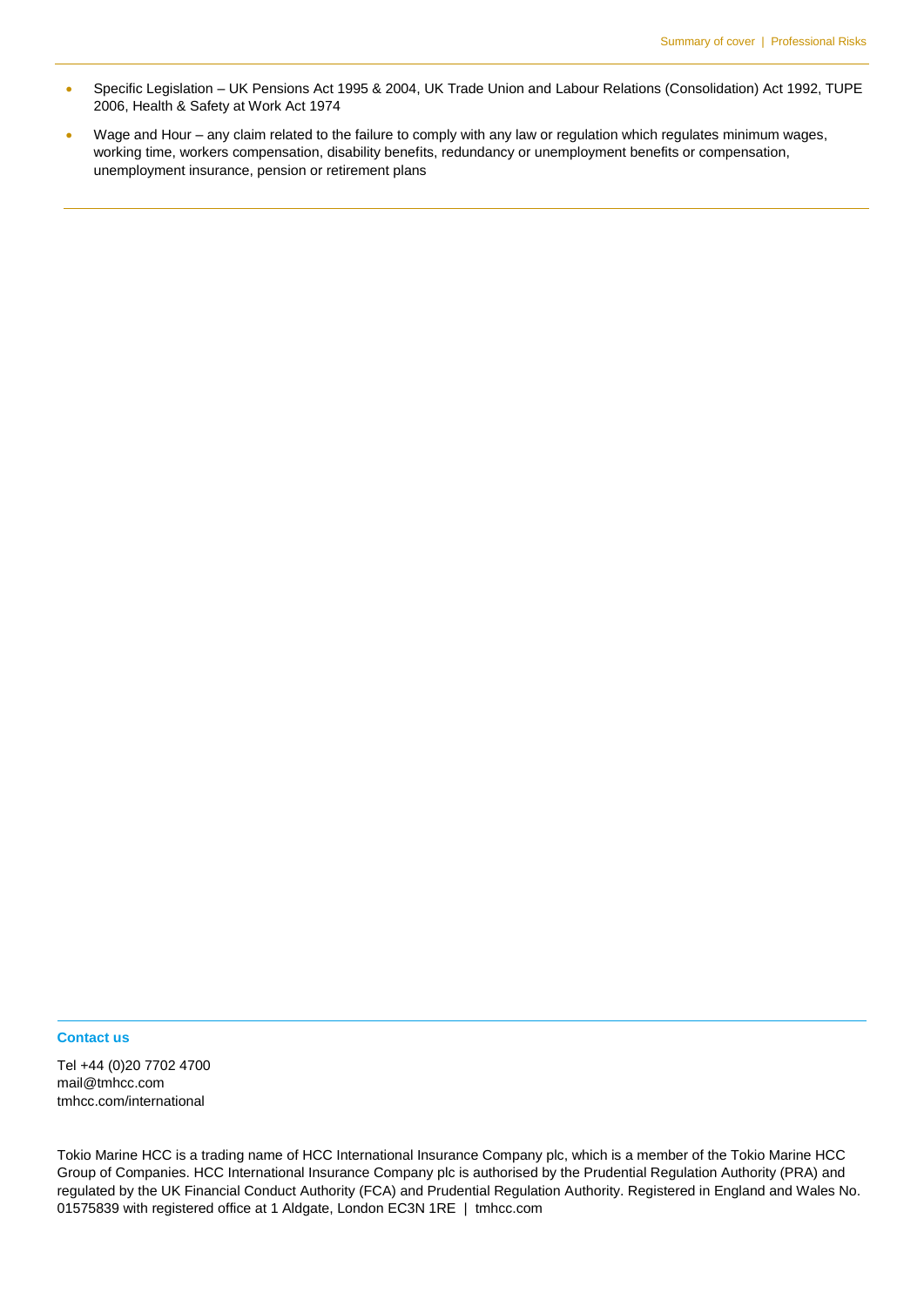- Specific Legislation – UK Pensions Act 1995 & 2004, UK Trade Union and Labour Relations (Consolidation) Act 1992, TUPE 2006, Health & Safety at Work Act 1974
- Wage and Hour – any claim related to the failure to comply with any law or regulation which regulates minimum wages, working time, workers compensation, disability benefits, redundancy or unemployment benefits or compensation, unemployment insurance, pension or retirement plans

**Contact us**

Tel +44 (0)20 7702 4700
mail@tmhcc.com
tmhcc.com/international

Tokio Marine HCC is a trading name of HCC International Insurance Company plc, which is a member of the Tokio Marine HCC Group of Companies. HCC International Insurance Company plc is authorised by the Prudential Regulation Authority (PRA) and regulated by the UK Financial Conduct Authority (FCA) and Prudential Regulation Authority. Registered in England and Wales No. 01575839 with registered office at 1 Aldgate, London EC3N 1RE | tmhcc.com